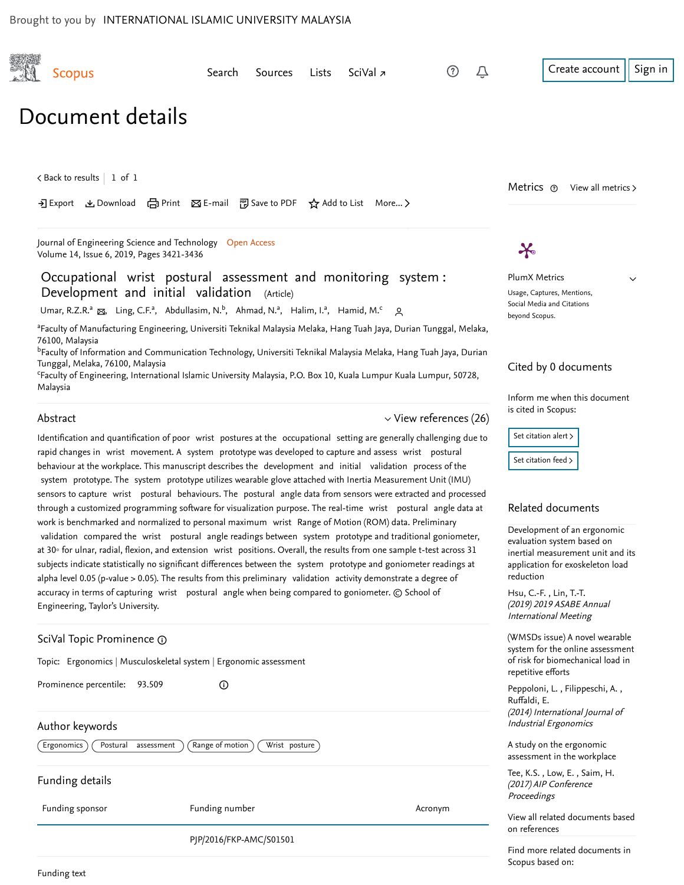Brought to you by INTERNATIONAL ISLAMIC UNIVERSITY MALAYSIA

Scopus

Search Sources Lists SciVal ↗

Create account Sign in

# Document details

< Back to results | 1 of 1

Export Download Print E-mail Save to PDF Add to List More... >

Journal of Engineering Science and Technology Open Access
Volume 14, Issue 6, 2019, Pages 3421-3436

## Occupational wrist postural assessment and monitoring system : Development and initial validation (Article)

Umar, R.Z.R.[a], Ling, C.F.[a], Abdullasim, N.[b], Ahmad, N.[a], Halim, I.[a], Hamid, M.[c]

[a]Faculty of Manufacturing Engineering, Universiti Teknikal Malaysia Melaka, Hang Tuah Jaya, Durian Tunggal, Melaka, 76100, Malaysia
[b]Faculty of Information and Communication Technology, Universiti Teknikal Malaysia Melaka, Hang Tuah Jaya, Durian Tunggal, Melaka, 76100, Malaysia
[c]Faculty of Engineering, International Islamic University Malaysia, P.O. Box 10, Kuala Lumpur Kuala Lumpur, 50728, Malaysia

### Abstract

View references (26)

Identification and quantification of poor wrist postures at the occupational setting are generally challenging due to rapid changes in wrist movement. A system prototype was developed to capture and assess wrist postural behaviour at the workplace. This manuscript describes the development and initial validation process of the system prototype. The system prototype utilizes wearable glove attached with Inertia Measurement Unit (IMU) sensors to capture wrist postural behaviours. The postural angle data from sensors were extracted and processed through a customized programming software for visualization purpose. The real-time wrist postural angle data at work is benchmarked and normalized to personal maximum wrist Range of Motion (ROM) data. Preliminary validation compared the wrist postural angle readings between system prototype and traditional goniometer, at 30° for ulnar, radial, flexion, and extension wrist positions. Overall, the results from one sample t-test across 31 subjects indicate statistically no significant differences between the system prototype and goniometer readings at alpha level 0.05 (p-value > 0.05). The results from this preliminary validation activity demonstrate a degree of accuracy in terms of capturing wrist postural angle when being compared to goniometer. © School of Engineering, Taylor's University.

### SciVal Topic Prominence

Topic: Ergonomics | Musculoskeletal system | Ergonomic assessment

Prominence percentile: 93.509

### Author keywords

Ergonomics | Postural assessment | Range of motion | Wrist posture

### Funding details

| Funding sponsor | Funding number | Acronym |
| --- | --- | --- |
| | PJP/2016/FKP-AMC/S01501 | |

Funding text

---

Metrics View all metrics >

PlumX Metrics
Usage, Captures, Mentions, Social Media and Citations beyond Scopus.

Cited by 0 documents

Inform me when this document is cited in Scopus:

Set citation alert >

Set citation feed >

Related documents

Development of an ergonomic evaluation system based on inertial measurement unit and its application for exoskeleton load reduction

Hsu, C.-F. , Lin, T.-T.
*(2019) 2019 ASABE Annual International Meeting*

(WMSDs issue) A novel wearable system for the online assessment of risk for biomechanical load in repetitive efforts

Peppoloni, L. , Filippeschi, A. , Ruffaldi, E.
*(2014) International Journal of Industrial Ergonomics*

A study on the ergonomic assessment in the workplace

Tee, K.S. , Low, E. , Saim, H.
*(2017) AIP Conference Proceedings*

View all related documents based on references

Find more related documents in Scopus based on: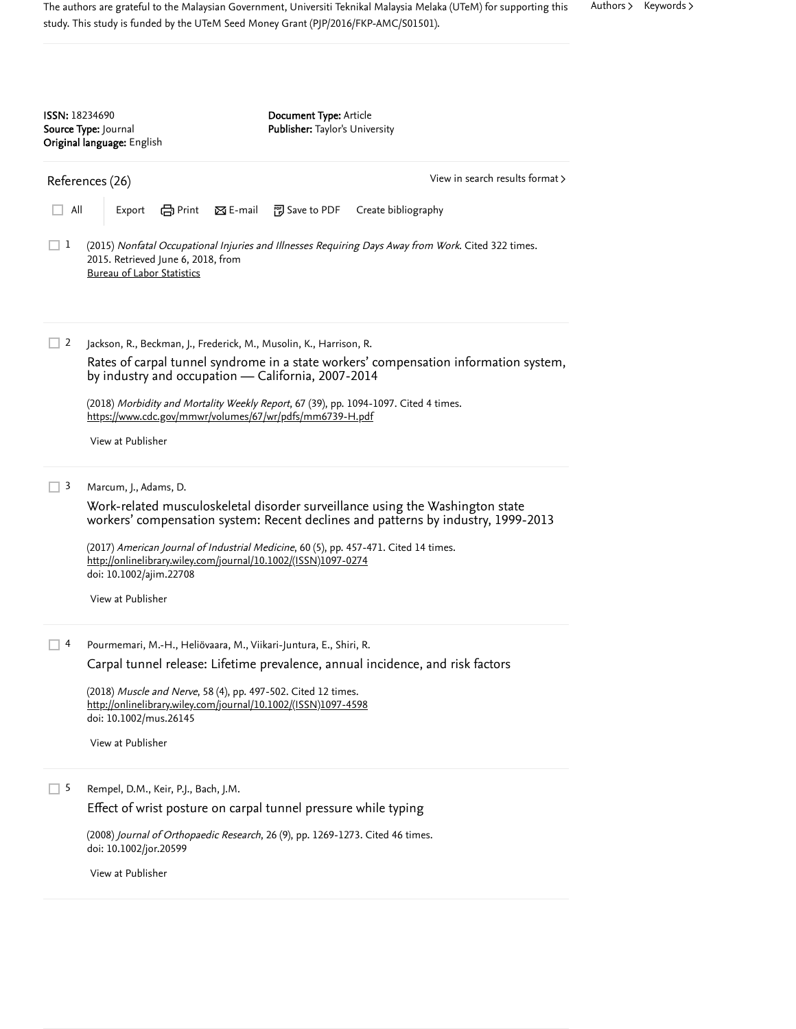The authors are grateful to the Malaysian Government, Universiti Teknikal Malaysia Melaka (UTeM) for supporting this study. This study is funded by the UTeM Seed Money Grant (PJP/2016/FKP-AMC/S01501).

**ISSN:** 18234690
**Source Type:** Journal
**Original language:** English

**Document Type:** Article
**Publisher:** Taylor's University

## References (26)

1. (2015) *Nonfatal Occupational Injuries and Illnesses Requiring Days Away from Work*. Cited 322 times. 2015. Retrieved June 6, 2018, from
Bureau of Labor Statistics

2. Jackson, R., Beckman, J., Frederick, M., Musolin, K., Harrison, R.
Rates of carpal tunnel syndrome in a state workers' compensation information system, by industry and occupation — California, 2007-2014
(2018) *Morbidity and Mortality Weekly Report*, 67 (39), pp. 1094-1097. Cited 4 times.
https://www.cdc.gov/mmwr/volumes/67/wr/pdfs/mm6739-H.pdf
View at Publisher

3. Marcum, J., Adams, D.
Work-related musculoskeletal disorder surveillance using the Washington state workers' compensation system: Recent declines and patterns by industry, 1999-2013
(2017) *American Journal of Industrial Medicine*, 60 (5), pp. 457-471. Cited 14 times.
http://onlinelibrary.wiley.com/journal/10.1002/(ISSN)1097-0274
doi: 10.1002/ajim.22708
View at Publisher

4. Pourmemari, M.-H., Heliövaara, M., Viikari-Juntura, E., Shiri, R.
Carpal tunnel release: Lifetime prevalence, annual incidence, and risk factors
(2018) *Muscle and Nerve*, 58 (4), pp. 497-502. Cited 12 times.
http://onlinelibrary.wiley.com/journal/10.1002/(ISSN)1097-4598
doi: 10.1002/mus.26145
View at Publisher

5. Rempel, D.M., Keir, P.J., Bach, J.M.
Effect of wrist posture on carpal tunnel pressure while typing
(2008) *Journal of Orthopaedic Research*, 26 (9), pp. 1269-1273. Cited 46 times.
doi: 10.1002/jor.20599
View at Publisher